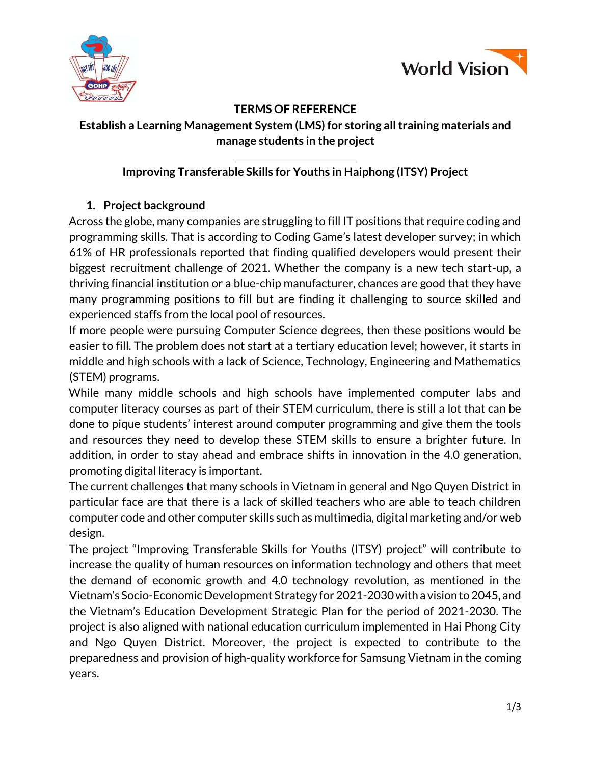**TERMS OF REFERENCE**

**Establish a Learning Management System (LMS) for storing all training materials and manage students in the project**

---

**Improving Transferable Skills for Youths in Haiphong (ITSY) Project**

## 1. Project background

Across the globe, many companies are struggling to fill IT positions that require coding and programming skills. That is according to Coding Game's latest developer survey; in which 61% of HR professionals reported that finding qualified developers would present their biggest recruitment challenge of 2021. Whether the company is a new tech start-up, a thriving financial institution or a blue-chip manufacturer, chances are good that they have many programming positions to fill but are finding it challenging to source skilled and experienced staffs from the local pool of resources.

If more people were pursuing Computer Science degrees, then these positions would be easier to fill. The problem does not start at a tertiary education level; however, it starts in middle and high schools with a lack of Science, Technology, Engineering and Mathematics (STEM) programs.

While many middle schools and high schools have implemented computer labs and computer literacy courses as part of their STEM curriculum, there is still a lot that can be done to pique students' interest around computer programming and give them the tools and resources they need to develop these STEM skills to ensure a brighter future. In addition, in order to stay ahead and embrace shifts in innovation in the 4.0 generation, promoting digital literacy is important.

The current challenges that many schools in Vietnam in general and Ngo Quyen District in particular face are that there is a lack of skilled teachers who are able to teach children computer code and other computer skills such as multimedia, digital marketing and/or web design.

The project "Improving Transferable Skills for Youths (ITSY) project" will contribute to increase the quality of human resources on information technology and others that meet the demand of economic growth and 4.0 technology revolution, as mentioned in the Vietnam's Socio-Economic Development Strategy for 2021-2030 with a vision to 2045, and the Vietnam's Education Development Strategic Plan for the period of 2021-2030. The project is also aligned with national education curriculum implemented in Hai Phong City and Ngo Quyen District. Moreover, the project is expected to contribute to the preparedness and provision of high-quality workforce for Samsung Vietnam in the coming years.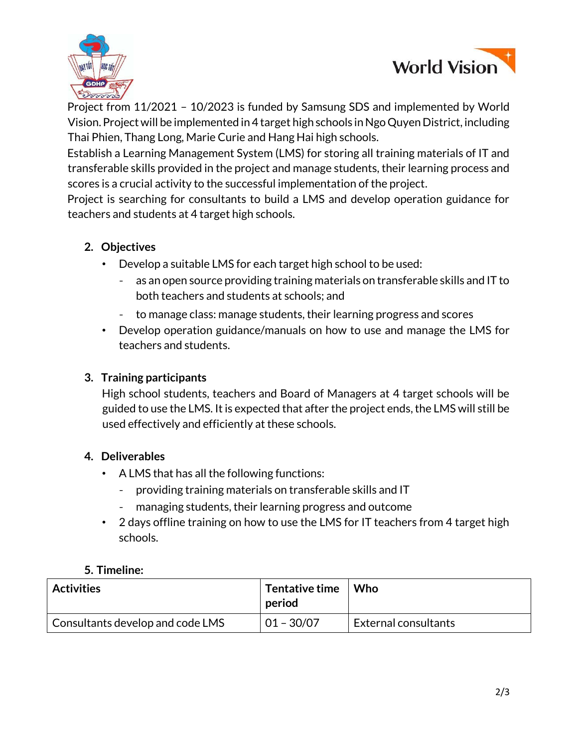Project from 11/2021 – 10/2023 is funded by Samsung SDS and implemented by World Vision. Project will be implemented in 4 target high schools in Ngo Quyen District, including Thai Phien, Thang Long, Marie Curie and Hang Hai high schools.

Establish a Learning Management System (LMS) for storing all training materials of IT and transferable skills provided in the project and manage students, their learning process and scores is a crucial activity to the successful implementation of the project.

Project is searching for consultants to build a LMS and develop operation guidance for teachers and students at 4 target high schools.

## 2. Objectives

- Develop a suitable LMS for each target high school to be used:
  - as an open source providing training materials on transferable skills and IT to both teachers and students at schools; and
  - to manage class: manage students, their learning progress and scores
- Develop operation guidance/manuals on how to use and manage the LMS for teachers and students.

## 3. Training participants

High school students, teachers and Board of Managers at 4 target schools will be guided to use the LMS. It is expected that after the project ends, the LMS will still be used effectively and efficiently at these schools.

## 4. Deliverables

- A LMS that has all the following functions:
  - providing training materials on transferable skills and IT
  - managing students, their learning progress and outcome
- 2 days offline training on how to use the LMS for IT teachers from 4 target high schools.

## 5. Timeline:

| Activities | Tentative time period | Who |
|---|---|---|
| Consultants develop and code LMS | 01 – 30/07 | External consultants |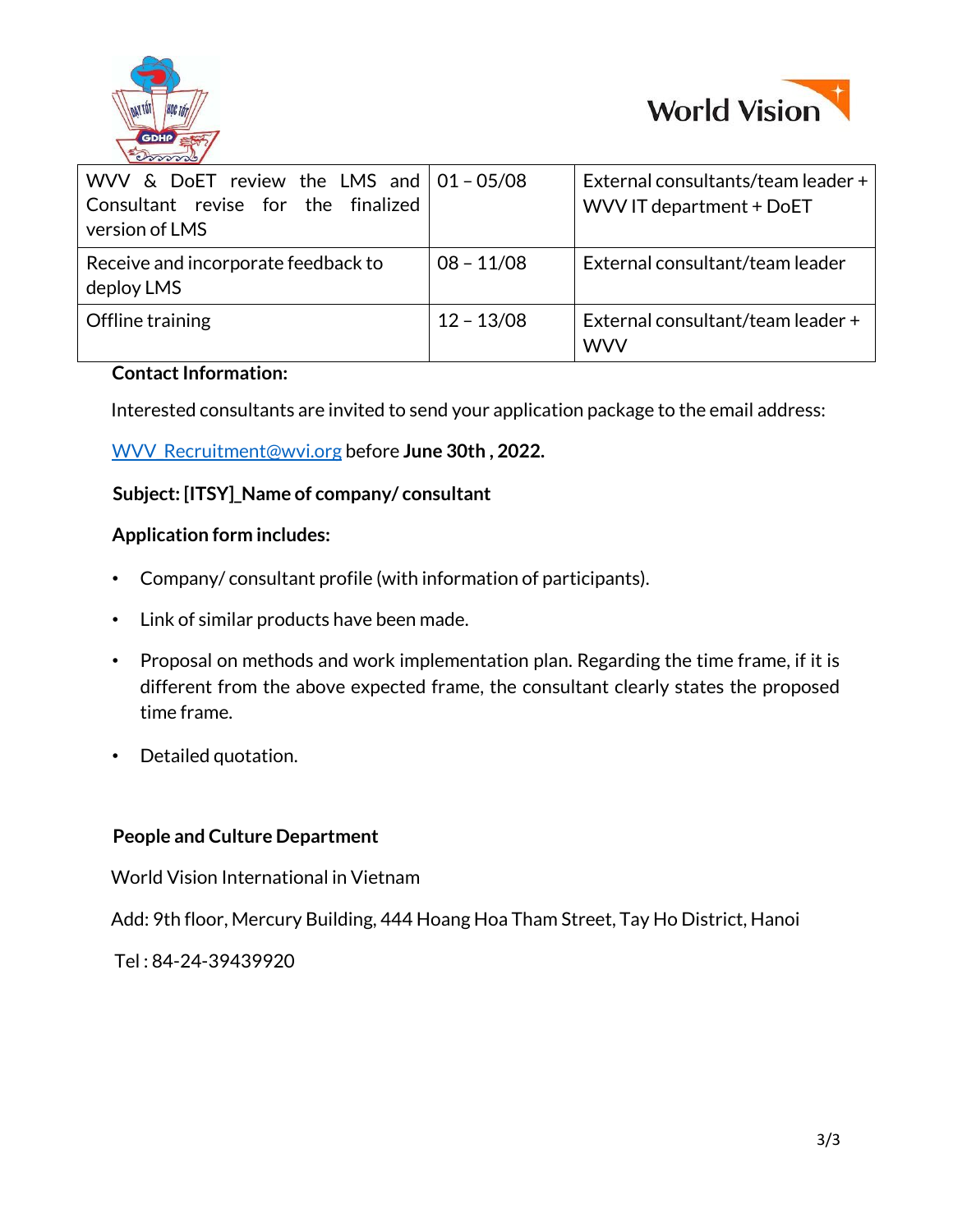| | | |
|---|---|---|
| WVV & DoET review the LMS and Consultant revise for the finalized version of LMS | 01 – 05/08 | External consultants/team leader + WVV IT department + DoET |
| Receive and incorporate feedback to deploy LMS | 08 – 11/08 | External consultant/team leader |
| Offline training | 12 – 13/08 | External consultant/team leader + WVV |

**Contact Information:**

Interested consultants are invited to send your application package to the email address:

WVV_Recruitment@wvi.org before **June 30th , 2022.**

**Subject: [ITSY]_Name of company/ consultant**

**Application form includes:**

- Company/ consultant profile (with information of participants).
- Link of similar products have been made.
- Proposal on methods and work implementation plan. Regarding the time frame, if it is different from the above expected frame, the consultant clearly states the proposed time frame.
- Detailed quotation.

**People and Culture Department**

World Vision International in Vietnam

Add: 9th floor, Mercury Building, 444 Hoang Hoa Tham Street, Tay Ho District, Hanoi

Tel : 84-24-39439920